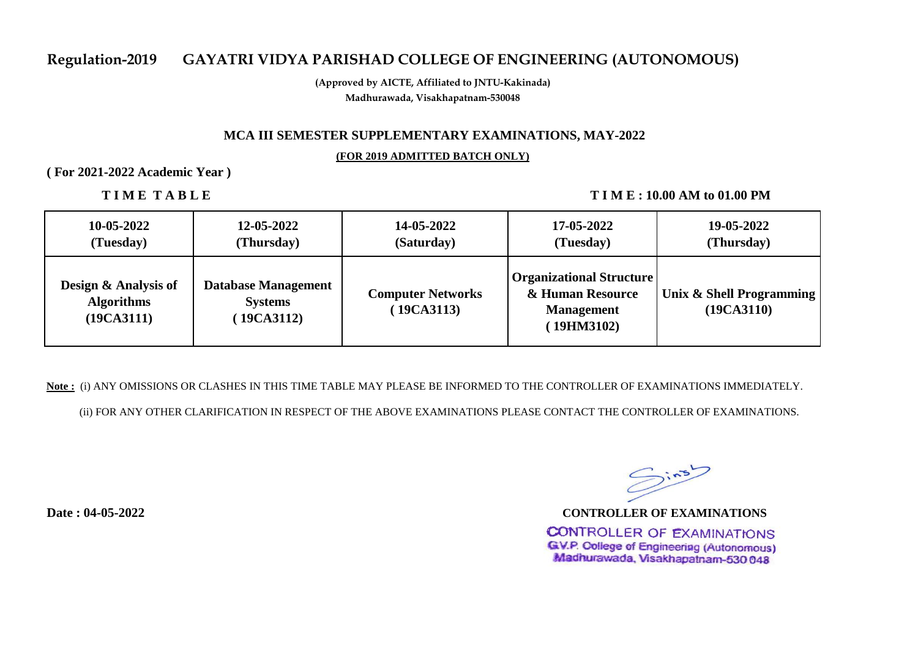# Regulation-2019 GAYATRI VIDYA PARISHAD COLLEGE OF ENGINEERING (AUTONOMOUS)

**(Approved by AICTE, Affiliated to JNTU-Kakinada)**
**Madhurawada, Visakhapatnam-530048**

## MCA III SEMESTER SUPPLEMENTARY EXAMINATIONS, MAY-2022

**(FOR 2019 ADMITTED BATCH ONLY)**

**( For 2021-2022 Academic Year )**

**T I M E T A B L E** **T I M E : 10.00 AM to 01.00 PM**

| 10-05-2022 (Tuesday) | 12-05-2022 (Thursday) | 14-05-2022 (Saturday) | 17-05-2022 (Tuesday) | 19-05-2022 (Thursday) |
|---|---|---|---|---|
| **Design & Analysis of Algorithms (19CA3111)** | **Database Management Systems ( 19CA3112)** | **Computer Networks ( 19CA3113)** | **Organizational Structure & Human Resource Management ( 19HM3102)** | **Unix & Shell Programming (19CA3110)** |

**Note :** (i) ANY OMISSIONS OR CLASHES IN THIS TIME TABLE MAY PLEASE BE INFORMED TO THE CONTROLLER OF EXAMINATIONS IMMEDIATELY.

(ii) FOR ANY OTHER CLARIFICATION IN RESPECT OF THE ABOVE EXAMINATIONS PLEASE CONTACT THE CONTROLLER OF EXAMINATIONS.

**Date : 04-05-2022**

**CONTROLLER OF EXAMINATIONS**

CONTROLLER OF EXAMINATIONS
G.V.P. College of Engineering (Autonomous)
Madhurawada, Visakhapatnam-530 048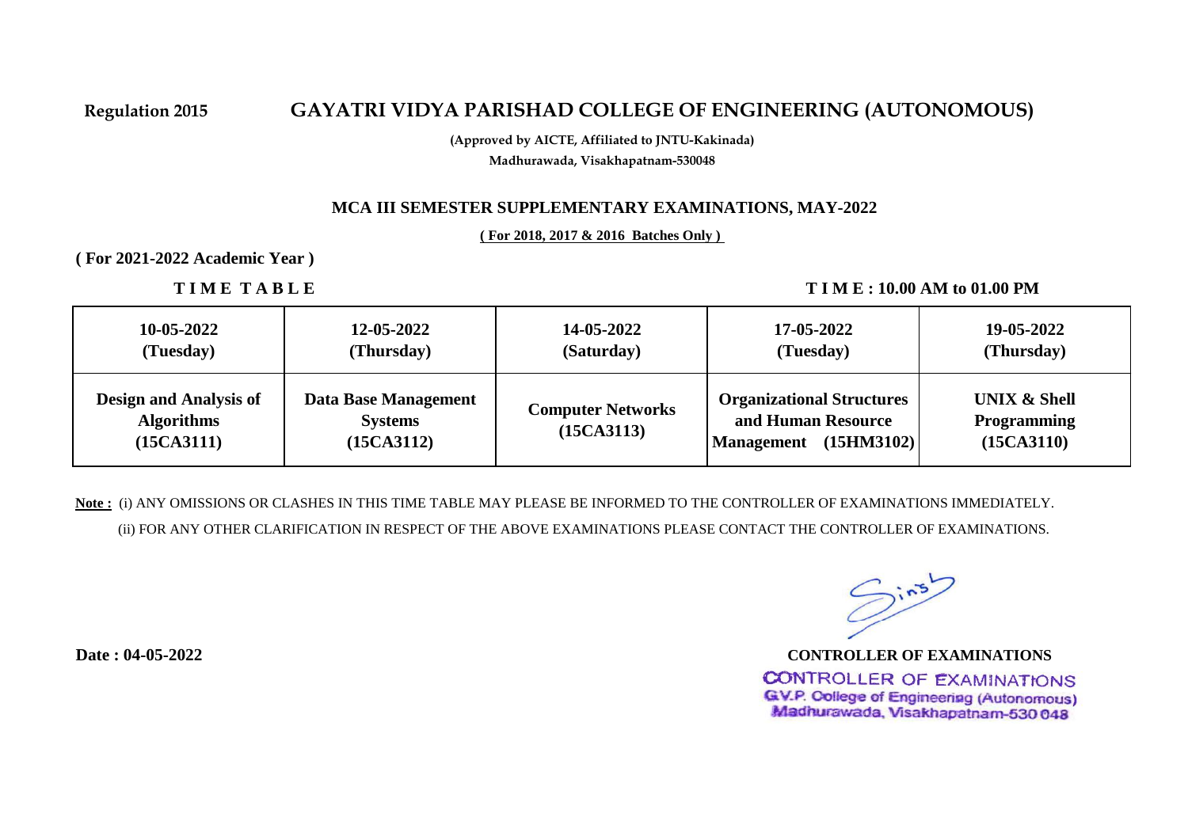**Regulation 2015**

# GAYATRI VIDYA PARISHAD COLLEGE OF ENGINEERING (AUTONOMOUS)

**(Approved by AICTE, Affiliated to JNTU-Kakinada)**

**Madhurawada, Visakhapatnam-530048**

## MCA III SEMESTER SUPPLEMENTARY EXAMINATIONS, MAY-2022

**( For 2018, 2017 & 2016 Batches Only )**

**( For 2021-2022 Academic Year )**

**TIME TABLE** **TIME : 10.00 AM to 01.00 PM**

| 10-05-2022 (Tuesday) | 12-05-2022 (Thursday) | 14-05-2022 (Saturday) | 17-05-2022 (Tuesday) | 19-05-2022 (Thursday) |
|---|---|---|---|---|
| **Design and Analysis of Algorithms (15CA3111)** | **Data Base Management Systems (15CA3112)** | **Computer Networks (15CA3113)** | **Organizational Structures and Human Resource Management (15HM3102)** | **UNIX & Shell Programming (15CA3110)** |

**Note :** (i) ANY OMISSIONS OR CLASHES IN THIS TIME TABLE MAY PLEASE BE INFORMED TO THE CONTROLLER OF EXAMINATIONS IMMEDIATELY.

(ii) FOR ANY OTHER CLARIFICATION IN RESPECT OF THE ABOVE EXAMINATIONS PLEASE CONTACT THE CONTROLLER OF EXAMINATIONS.

**Date : 04-05-2022**

**CONTROLLER OF EXAMINATIONS**

CONTROLLER OF EXAMINATIONS
G.V.P. College of Engineering (Autonomous)
Madhurawada, Visakhapatnam-530 048